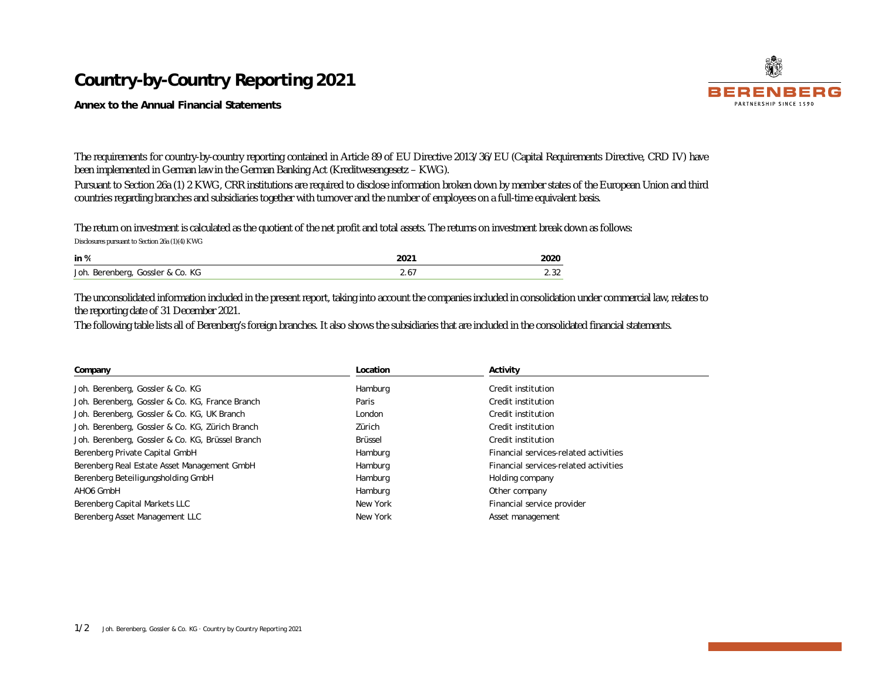# Country-by-Country Reporting 2021

**Annex to the Annual Financial Statements**

The requirements for country-by-country reporting contained in Article 89 of EU Directive 2013/36/EU (Capital Requirements Directive, CRD IV) have been implemented in German law in the German Banking Act (Kreditwesengesetz – KWG).

Pursuant to Section 26a (1) 2 KWG, CRR institutions are required to disclose information broken down by member states of the European Union and third countries regarding branches and subsidiaries together with turnover and the number of employees on a full-time equivalent basis.

The return on investment is calculated as the quotient of the net profit and total assets. The returns on investment break down as follows:

Disclosures pursuant to Section 26a (1)(4) KWG

| in % | 2021 | 2020 |
|---|---|---|
| Joh. Berenberg, Gossler & Co. KG | 2.67 | 2.32 |

The unconsolidated information included in the present report, taking into account the companies included in consolidation under commercial law, relates to the reporting date of 31 December 2021.

The following table lists all of Berenberg's foreign branches. It also shows the subsidiaries that are included in the consolidated financial statements.

| Company | Location | Activity |
|---|---|---|
| Joh. Berenberg, Gossler & Co. KG | Hamburg | Credit institution |
| Joh. Berenberg, Gossler & Co. KG, France Branch | Paris | Credit institution |
| Joh. Berenberg, Gossler & Co. KG, UK Branch | London | Credit institution |
| Joh. Berenberg, Gossler & Co. KG, Zürich Branch | Zürich | Credit institution |
| Joh. Berenberg, Gossler & Co. KG, Brüssel Branch | Brüssel | Credit institution |
| Berenberg Private Capital GmbH | Hamburg | Financial services-related activities |
| Berenberg Real Estate Asset Management GmbH | Hamburg | Financial services-related activities |
| Berenberg Beteiligungsholding GmbH | Hamburg | Holding company |
| AHO6 GmbH | Hamburg | Other company |
| Berenberg Capital Markets LLC | New York | Financial service provider |
| Berenberg Asset Management LLC | New York | Asset management |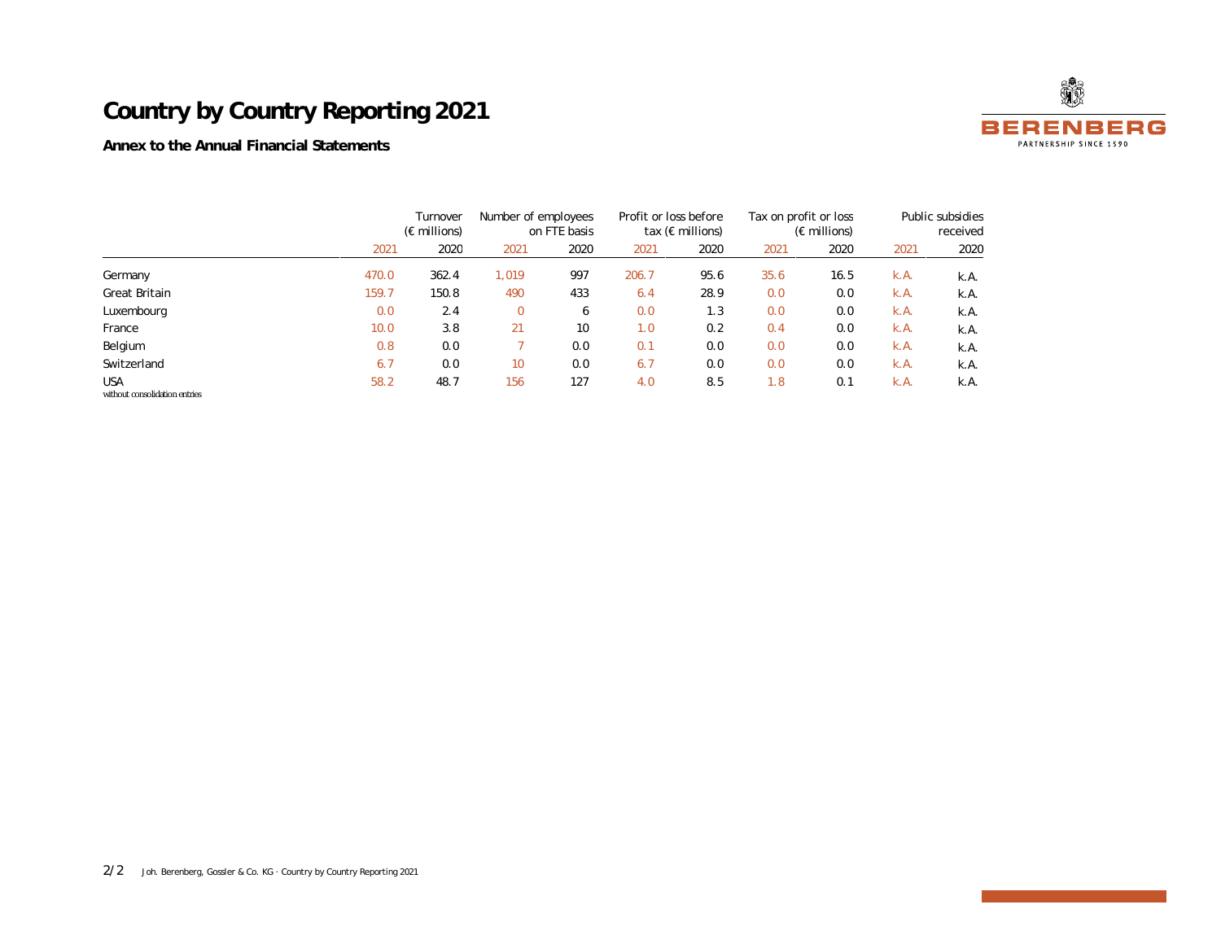# Country by Country Reporting 2021

**Annex to the Annual Financial Statements**

| | Turnover (€ millions) | | Number of employees on FTE basis | | Profit or loss before tax (€ millions) | | Tax on profit or loss (€ millions) | | Public subsidies received | |
|---|---|---|---|---|---|---|---|---|---|---|
| | 2021 | 2020 | 2021 | 2020 | 2021 | 2020 | 2021 | 2020 | 2021 | 2020 |
| Germany | 470.0 | 362.4 | 1,019 | 997 | 206.7 | 95.6 | 35.6 | 16.5 | k.A. | k.A. |
| Great Britain | 159.7 | 150.8 | 490 | 433 | 6.4 | 28.9 | 0.0 | 0.0 | k.A. | k.A. |
| Luxembourg | 0.0 | 2.4 | 0 | 6 | 0.0 | 1.3 | 0.0 | 0.0 | k.A. | k.A. |
| France | 10.0 | 3.8 | 21 | 10 | 1.0 | 0.2 | 0.4 | 0.0 | k.A. | k.A. |
| Belgium | 0.8 | 0.0 | 7 | 0.0 | 0.1 | 0.0 | 0.0 | 0.0 | k.A. | k.A. |
| Switzerland | 6.7 | 0.0 | 10 | 0.0 | 6.7 | 0.0 | 0.0 | 0.0 | k.A. | k.A. |
| USA without consolidation entries | 58.2 | 48.7 | 156 | 127 | 4.0 | 8.5 | 1.8 | 0.1 | k.A. | k.A. |